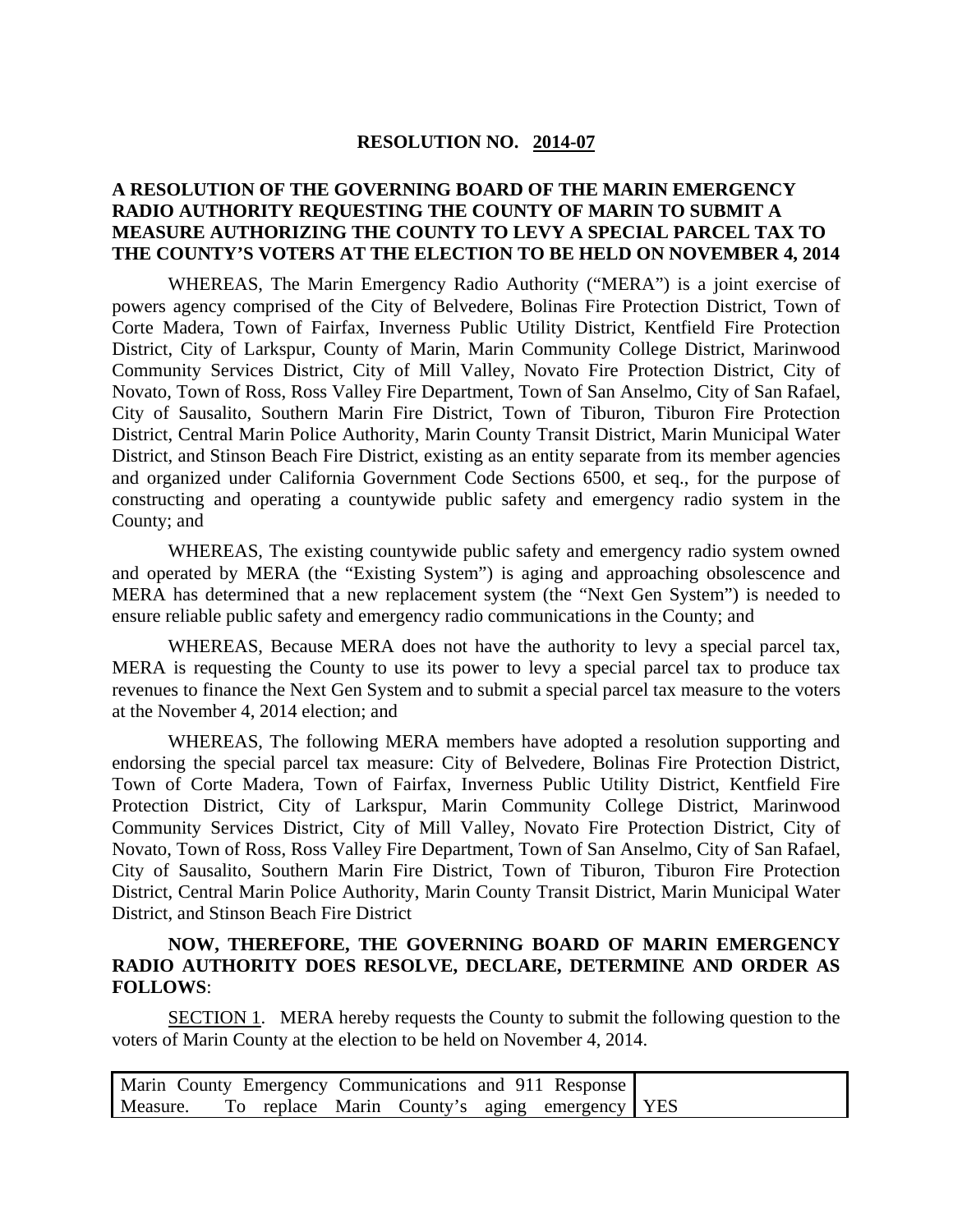**RESOLUTION NO. 2014-07**

**A RESOLUTION OF THE GOVERNING BOARD OF THE MARIN EMERGENCY RADIO AUTHORITY REQUESTING THE COUNTY OF MARIN TO SUBMIT A MEASURE AUTHORIZING THE COUNTY TO LEVY A SPECIAL PARCEL TAX TO THE COUNTY'S VOTERS AT THE ELECTION TO BE HELD ON NOVEMBER 4, 2014**

WHEREAS, The Marin Emergency Radio Authority ("MERA") is a joint exercise of powers agency comprised of the City of Belvedere, Bolinas Fire Protection District, Town of Corte Madera, Town of Fairfax, Inverness Public Utility District, Kentfield Fire Protection District, City of Larkspur, County of Marin, Marin Community College District, Marinwood Community Services District, City of Mill Valley, Novato Fire Protection District, City of Novato, Town of Ross, Ross Valley Fire Department, Town of San Anselmo, City of San Rafael, City of Sausalito, Southern Marin Fire District, Town of Tiburon, Tiburon Fire Protection District, Central Marin Police Authority, Marin County Transit District, Marin Municipal Water District, and Stinson Beach Fire District, existing as an entity separate from its member agencies and organized under California Government Code Sections 6500, et seq., for the purpose of constructing and operating a countywide public safety and emergency radio system in the County; and

WHEREAS, The existing countywide public safety and emergency radio system owned and operated by MERA (the "Existing System") is aging and approaching obsolescence and MERA has determined that a new replacement system (the "Next Gen System") is needed to ensure reliable public safety and emergency radio communications in the County; and

WHEREAS, Because MERA does not have the authority to levy a special parcel tax, MERA is requesting the County to use its power to levy a special parcel tax to produce tax revenues to finance the Next Gen System and to submit a special parcel tax measure to the voters at the November 4, 2014 election; and

WHEREAS, The following MERA members have adopted a resolution supporting and endorsing the special parcel tax measure: City of Belvedere, Bolinas Fire Protection District, Town of Corte Madera, Town of Fairfax, Inverness Public Utility District, Kentfield Fire Protection District, City of Larkspur, Marin Community College District, Marinwood Community Services District, City of Mill Valley, Novato Fire Protection District, City of Novato, Town of Ross, Ross Valley Fire Department, Town of San Anselmo, City of San Rafael, City of Sausalito, Southern Marin Fire District, Town of Tiburon, Tiburon Fire Protection District, Central Marin Police Authority, Marin County Transit District, Marin Municipal Water District, and Stinson Beach Fire District

**NOW, THEREFORE, THE GOVERNING BOARD OF MARIN EMERGENCY RADIO AUTHORITY DOES RESOLVE, DECLARE, DETERMINE AND ORDER AS FOLLOWS**:

SECTION 1. MERA hereby requests the County to submit the following question to the voters of Marin County at the election to be held on November 4, 2014.

| | |
|---|---|
| Marin County Emergency Communications and 911 Response Measure. To replace Marin County's aging emergency | YES |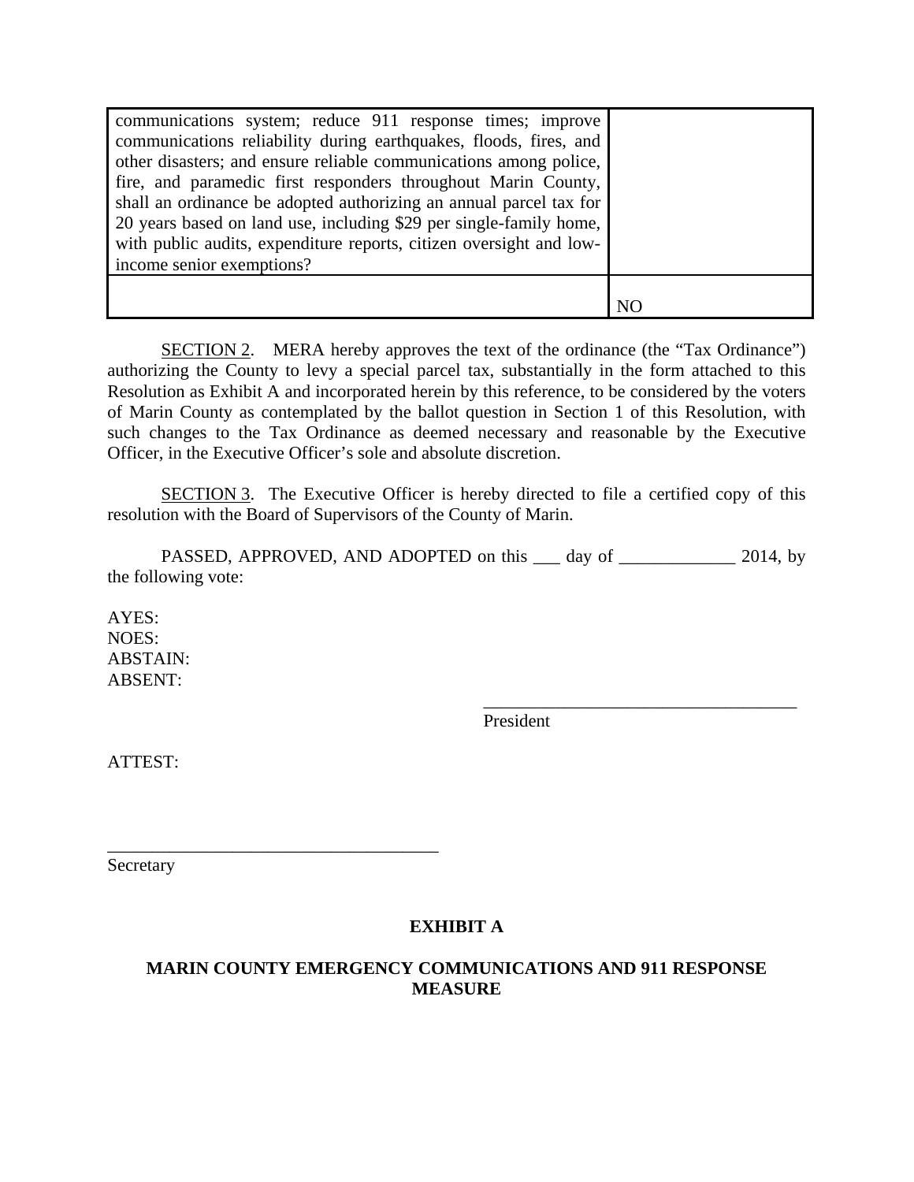| communications system; reduce 911 response times; improve communications reliability during earthquakes, floods, fires, and other disasters; and ensure reliable communications among police, fire, and paramedic first responders throughout Marin County, shall an ordinance be adopted authorizing an annual parcel tax for 20 years based on land use, including $29 per single-family home, with public audits, expenditure reports, citizen oversight and low-income senior exemptions? | |
|---|---|
| | NO |

SECTION 2. MERA hereby approves the text of the ordinance (the "Tax Ordinance") authorizing the County to levy a special parcel tax, substantially in the form attached to this Resolution as Exhibit A and incorporated herein by this reference, to be considered by the voters of Marin County as contemplated by the ballot question in Section 1 of this Resolution, with such changes to the Tax Ordinance as deemed necessary and reasonable by the Executive Officer, in the Executive Officer's sole and absolute discretion.

SECTION 3. The Executive Officer is hereby directed to file a certified copy of this resolution with the Board of Supervisors of the County of Marin.

PASSED, APPROVED, AND ADOPTED on this ___ day of _____________ 2014, by the following vote:

AYES:
NOES:
ABSTAIN:
ABSENT:

____________________________________
President

ATTEST:

______________________________________
Secretary

**EXHIBIT A**

**MARIN COUNTY EMERGENCY COMMUNICATIONS AND 911 RESPONSE MEASURE**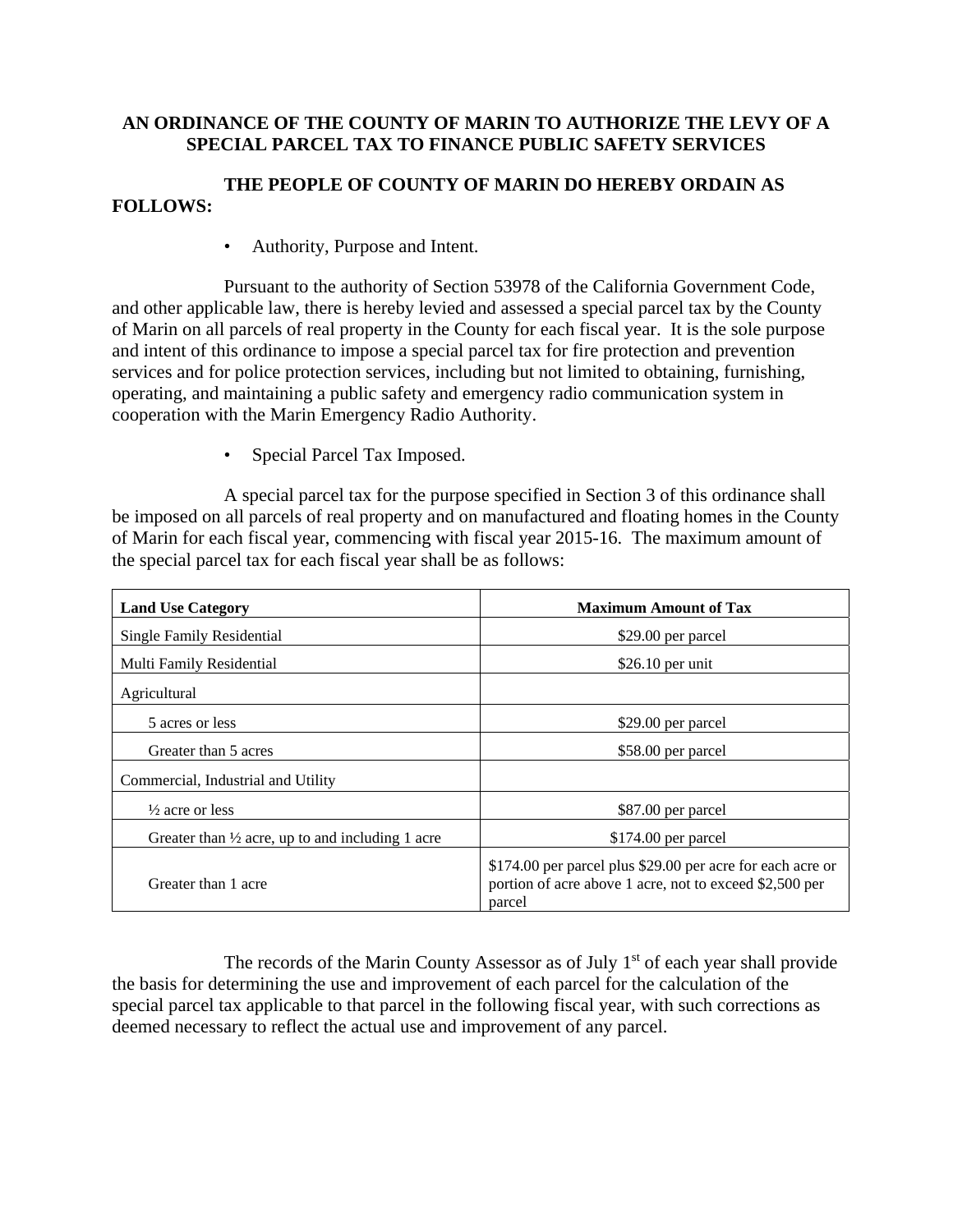**AN ORDINANCE OF THE COUNTY OF MARIN TO AUTHORIZE THE LEVY OF A SPECIAL PARCEL TAX TO FINANCE PUBLIC SAFETY SERVICES**

**THE PEOPLE OF COUNTY OF MARIN DO HEREBY ORDAIN AS FOLLOWS:**

- Authority, Purpose and Intent.

Pursuant to the authority of Section 53978 of the California Government Code, and other applicable law, there is hereby levied and assessed a special parcel tax by the County of Marin on all parcels of real property in the County for each fiscal year. It is the sole purpose and intent of this ordinance to impose a special parcel tax for fire protection and prevention services and for police protection services, including but not limited to obtaining, furnishing, operating, and maintaining a public safety and emergency radio communication system in cooperation with the Marin Emergency Radio Authority.

- Special Parcel Tax Imposed.

A special parcel tax for the purpose specified in Section 3 of this ordinance shall be imposed on all parcels of real property and on manufactured and floating homes in the County of Marin for each fiscal year, commencing with fiscal year 2015-16. The maximum amount of the special parcel tax for each fiscal year shall be as follows:

| **Land Use Category** | **Maximum Amount of Tax** |
|---|---|
| Single Family Residential | $29.00 per parcel |
| Multi Family Residential | $26.10 per unit |
| Agricultural | |
| 5 acres or less | $29.00 per parcel |
| Greater than 5 acres | $58.00 per parcel |
| Commercial, Industrial and Utility | |
| ½ acre or less | $87.00 per parcel |
| Greater than ½ acre, up to and including 1 acre | $174.00 per parcel |
| Greater than 1 acre | $174.00 per parcel plus $29.00 per acre for each acre or portion of acre above 1 acre, not to exceed $2,500 per parcel |

The records of the Marin County Assessor as of July 1st of each year shall provide the basis for determining the use and improvement of each parcel for the calculation of the special parcel tax applicable to that parcel in the following fiscal year, with such corrections as deemed necessary to reflect the actual use and improvement of any parcel.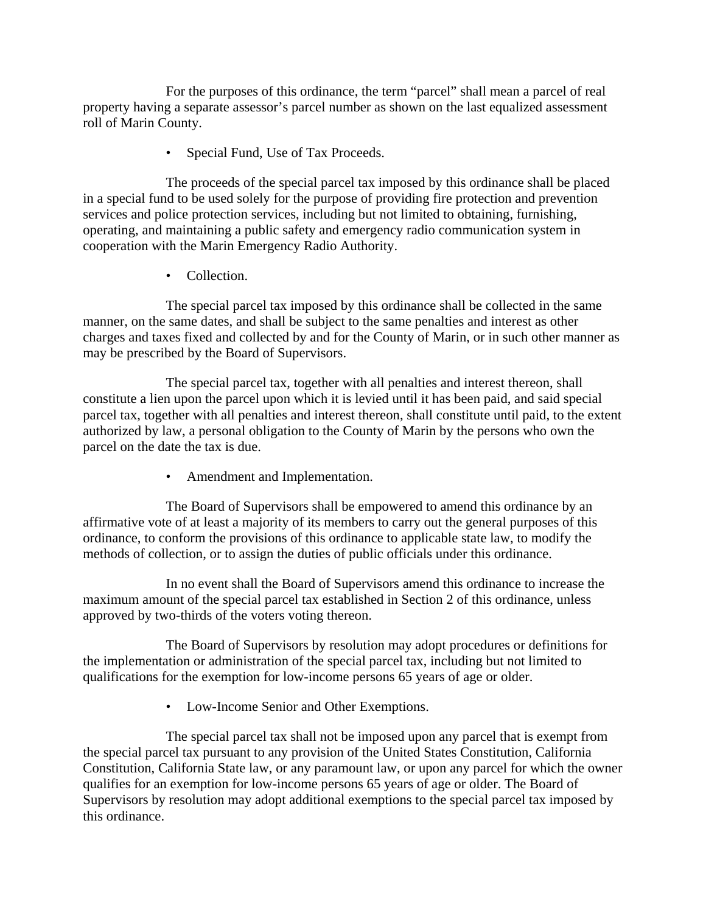For the purposes of this ordinance, the term “parcel” shall mean a parcel of real property having a separate assessor’s parcel number as shown on the last equalized assessment roll of Marin County.

- Special Fund, Use of Tax Proceeds.

The proceeds of the special parcel tax imposed by this ordinance shall be placed in a special fund to be used solely for the purpose of providing fire protection and prevention services and police protection services, including but not limited to obtaining, furnishing, operating, and maintaining a public safety and emergency radio communication system in cooperation with the Marin Emergency Radio Authority.

- Collection.

The special parcel tax imposed by this ordinance shall be collected in the same manner, on the same dates, and shall be subject to the same penalties and interest as other charges and taxes fixed and collected by and for the County of Marin, or in such other manner as may be prescribed by the Board of Supervisors.

The special parcel tax, together with all penalties and interest thereon, shall constitute a lien upon the parcel upon which it is levied until it has been paid, and said special parcel tax, together with all penalties and interest thereon, shall constitute until paid, to the extent authorized by law, a personal obligation to the County of Marin by the persons who own the parcel on the date the tax is due.

- Amendment and Implementation.

The Board of Supervisors shall be empowered to amend this ordinance by an affirmative vote of at least a majority of its members to carry out the general purposes of this ordinance, to conform the provisions of this ordinance to applicable state law, to modify the methods of collection, or to assign the duties of public officials under this ordinance.

In no event shall the Board of Supervisors amend this ordinance to increase the maximum amount of the special parcel tax established in Section 2 of this ordinance, unless approved by two-thirds of the voters voting thereon.

The Board of Supervisors by resolution may adopt procedures or definitions for the implementation or administration of the special parcel tax, including but not limited to qualifications for the exemption for low-income persons 65 years of age or older.

- Low-Income Senior and Other Exemptions.

The special parcel tax shall not be imposed upon any parcel that is exempt from the special parcel tax pursuant to any provision of the United States Constitution, California Constitution, California State law, or any paramount law, or upon any parcel for which the owner qualifies for an exemption for low-income persons 65 years of age or older. The Board of Supervisors by resolution may adopt additional exemptions to the special parcel tax imposed by this ordinance.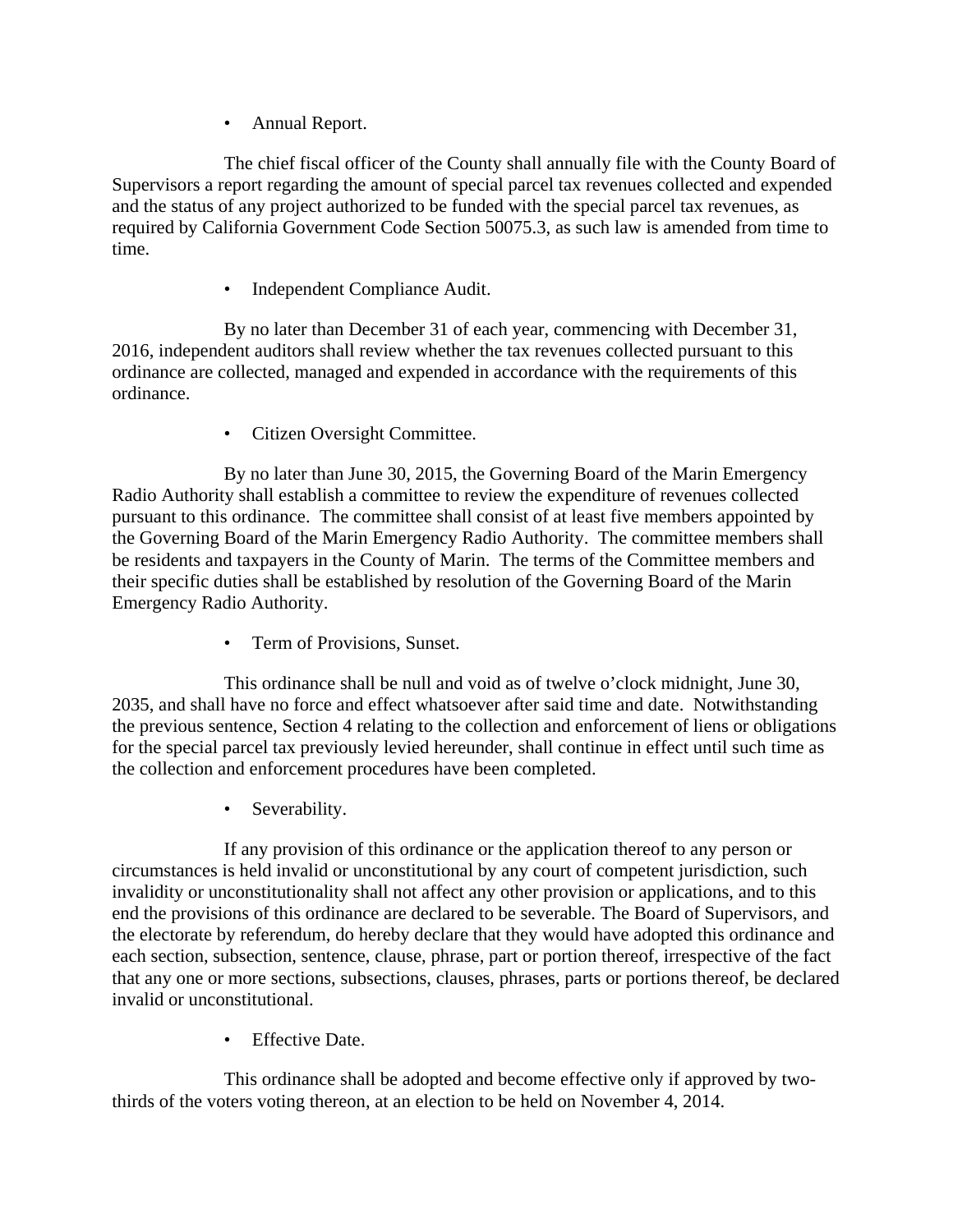- Annual Report.

The chief fiscal officer of the County shall annually file with the County Board of Supervisors a report regarding the amount of special parcel tax revenues collected and expended and the status of any project authorized to be funded with the special parcel tax revenues, as required by California Government Code Section 50075.3, as such law is amended from time to time.

- Independent Compliance Audit.

By no later than December 31 of each year, commencing with December 31, 2016, independent auditors shall review whether the tax revenues collected pursuant to this ordinance are collected, managed and expended in accordance with the requirements of this ordinance.

- Citizen Oversight Committee.

By no later than June 30, 2015, the Governing Board of the Marin Emergency Radio Authority shall establish a committee to review the expenditure of revenues collected pursuant to this ordinance. The committee shall consist of at least five members appointed by the Governing Board of the Marin Emergency Radio Authority. The committee members shall be residents and taxpayers in the County of Marin. The terms of the Committee members and their specific duties shall be established by resolution of the Governing Board of the Marin Emergency Radio Authority.

- Term of Provisions, Sunset.

This ordinance shall be null and void as of twelve o'clock midnight, June 30, 2035, and shall have no force and effect whatsoever after said time and date. Notwithstanding the previous sentence, Section 4 relating to the collection and enforcement of liens or obligations for the special parcel tax previously levied hereunder, shall continue in effect until such time as the collection and enforcement procedures have been completed.

- Severability.

If any provision of this ordinance or the application thereof to any person or circumstances is held invalid or unconstitutional by any court of competent jurisdiction, such invalidity or unconstitutionality shall not affect any other provision or applications, and to this end the provisions of this ordinance are declared to be severable. The Board of Supervisors, and the electorate by referendum, do hereby declare that they would have adopted this ordinance and each section, subsection, sentence, clause, phrase, part or portion thereof, irrespective of the fact that any one or more sections, subsections, clauses, phrases, parts or portions thereof, be declared invalid or unconstitutional.

- Effective Date.

This ordinance shall be adopted and become effective only if approved by two-thirds of the voters voting thereon, at an election to be held on November 4, 2014.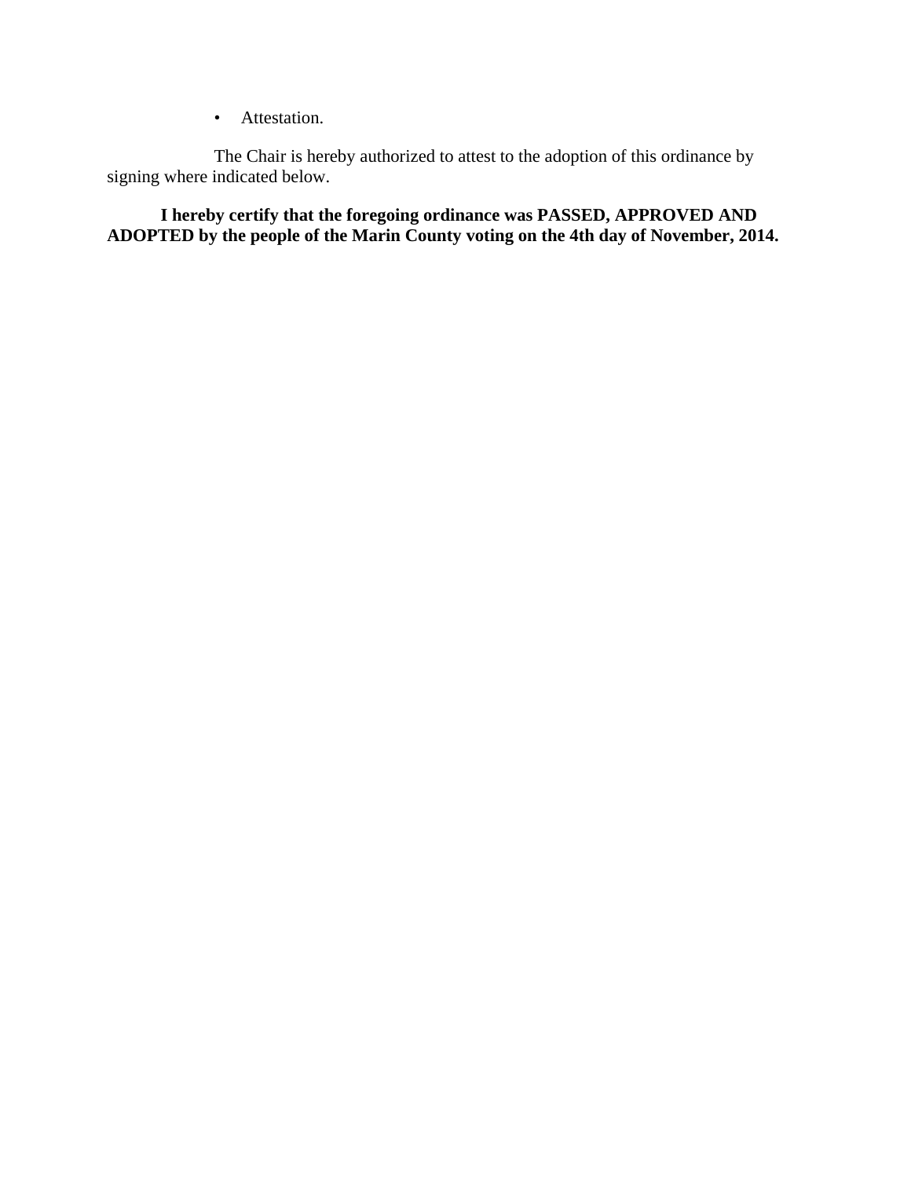- Attestation.

The Chair is hereby authorized to attest to the adoption of this ordinance by signing where indicated below.

**I hereby certify that the foregoing ordinance was PASSED, APPROVED AND ADOPTED by the people of the Marin County voting on the 4th day of November, 2014.**